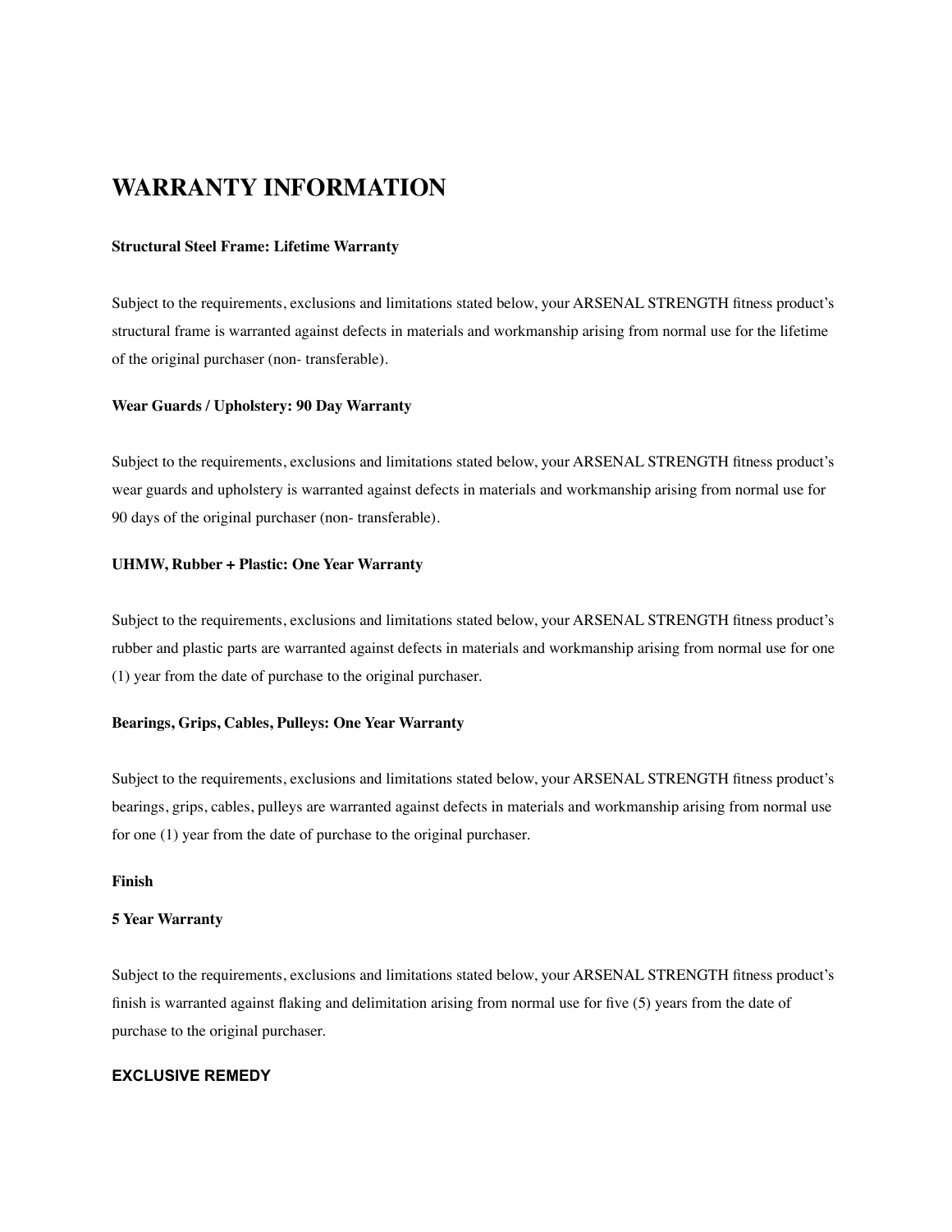# WARRANTY INFORMATION

**Structural Steel Frame: Lifetime Warranty**

Subject to the requirements, exclusions and limitations stated below, your ARSENAL STRENGTH fitness product's structural frame is warranted against defects in materials and workmanship arising from normal use for the lifetime of the original purchaser (non- transferable).

**Wear Guards / Upholstery: 90 Day Warranty**

Subject to the requirements, exclusions and limitations stated below, your ARSENAL STRENGTH fitness product's wear guards and upholstery is warranted against defects in materials and workmanship arising from normal use for 90 days of the original purchaser (non- transferable).

**UHMW, Rubber + Plastic: One Year Warranty**

Subject to the requirements, exclusions and limitations stated below, your ARSENAL STRENGTH fitness product's rubber and plastic parts are warranted against defects in materials and workmanship arising from normal use for one (1) year from the date of purchase to the original purchaser.

**Bearings, Grips, Cables, Pulleys: One Year Warranty**

Subject to the requirements, exclusions and limitations stated below, your ARSENAL STRENGTH fitness product's bearings, grips, cables, pulleys are warranted against defects in materials and workmanship arising from normal use for one (1) year from the date of purchase to the original purchaser.

**Finish**

**5 Year Warranty**

Subject to the requirements, exclusions and limitations stated below, your ARSENAL STRENGTH fitness product's finish is warranted against flaking and delimitation arising from normal use for five (5) years from the date of purchase to the original purchaser.

**EXCLUSIVE REMEDY**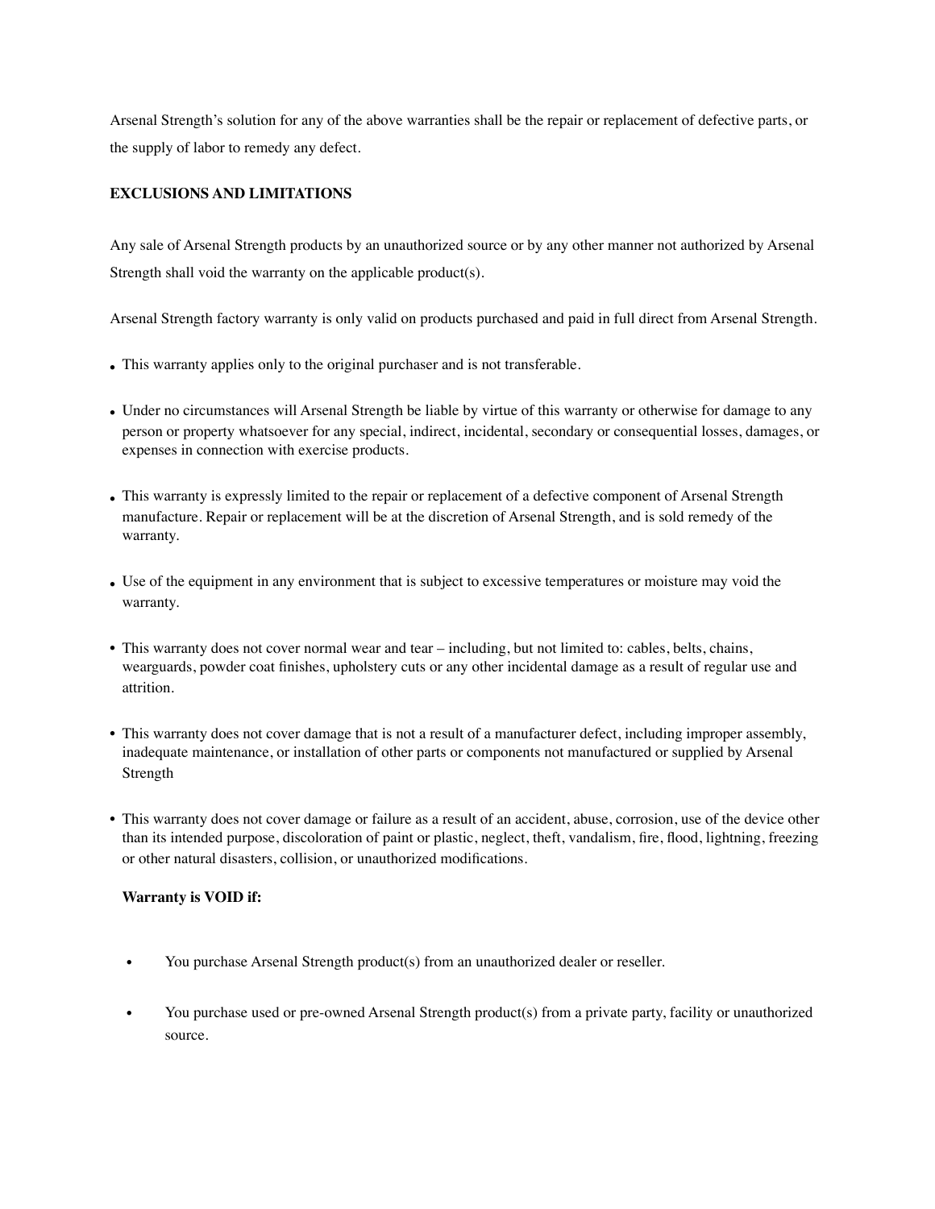Arsenal Strength's solution for any of the above warranties shall be the repair or replacement of defective parts, or the supply of labor to remedy any defect.

**EXCLUSIONS AND LIMITATIONS**

Any sale of Arsenal Strength products by an unauthorized source or by any other manner not authorized by Arsenal Strength shall void the warranty on the applicable product(s).

Arsenal Strength factory warranty is only valid on products purchased and paid in full direct from Arsenal Strength.

- This warranty applies only to the original purchaser and is not transferable.
- Under no circumstances will Arsenal Strength be liable by virtue of this warranty or otherwise for damage to any person or property whatsoever for any special, indirect, incidental, secondary or consequential losses, damages, or expenses in connection with exercise products.
- This warranty is expressly limited to the repair or replacement of a defective component of Arsenal Strength manufacture. Repair or replacement will be at the discretion of Arsenal Strength, and is sold remedy of the warranty.
- Use of the equipment in any environment that is subject to excessive temperatures or moisture may void the warranty.
- This warranty does not cover normal wear and tear – including, but not limited to: cables, belts, chains, wearguards, powder coat finishes, upholstery cuts or any other incidental damage as a result of regular use and attrition.
- This warranty does not cover damage that is not a result of a manufacturer defect, including improper assembly, inadequate maintenance, or installation of other parts or components not manufactured or supplied by Arsenal Strength
- This warranty does not cover damage or failure as a result of an accident, abuse, corrosion, use of the device other than its intended purpose, discoloration of paint or plastic, neglect, theft, vandalism, fire, flood, lightning, freezing or other natural disasters, collision, or unauthorized modifications.

**Warranty is VOID if:**

- You purchase Arsenal Strength product(s) from an unauthorized dealer or reseller.
- You purchase used or pre-owned Arsenal Strength product(s) from a private party, facility or unauthorized source.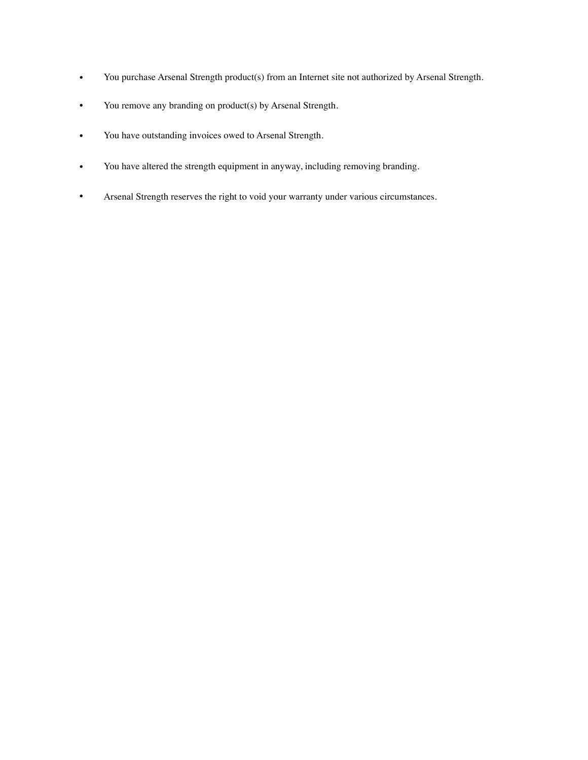- You purchase Arsenal Strength product(s) from an Internet site not authorized by Arsenal Strength.
- You remove any branding on product(s) by Arsenal Strength.
- You have outstanding invoices owed to Arsenal Strength.
- You have altered the strength equipment in anyway, including removing branding.
- Arsenal Strength reserves the right to void your warranty under various circumstances.